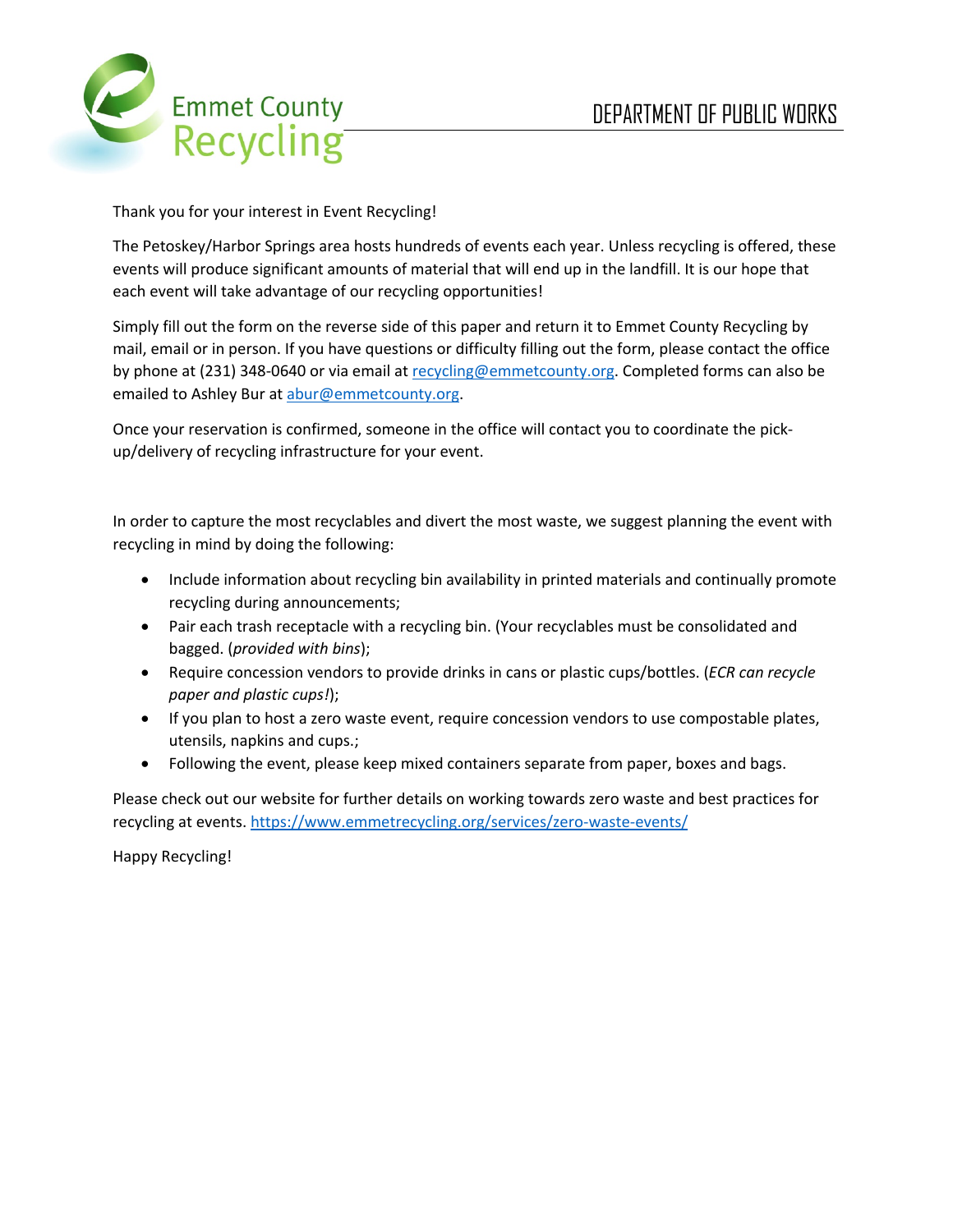Emmet County Recycling

DEPARTMENT OF PUBLIC WORKS

Thank you for your interest in Event Recycling!

The Petoskey/Harbor Springs area hosts hundreds of events each year. Unless recycling is offered, these events will produce significant amounts of material that will end up in the landfill. It is our hope that each event will take advantage of our recycling opportunities!

Simply fill out the form on the reverse side of this paper and return it to Emmet County Recycling by mail, email or in person. If you have questions or difficulty filling out the form, please contact the office by phone at (231) 348-0640 or via email at recycling@emmetcounty.org. Completed forms can also be emailed to Ashley Bur at abur@emmetcounty.org.

Once your reservation is confirmed, someone in the office will contact you to coordinate the pick-up/delivery of recycling infrastructure for your event.

In order to capture the most recyclables and divert the most waste, we suggest planning the event with recycling in mind by doing the following:

- Include information about recycling bin availability in printed materials and continually promote recycling during announcements;
- Pair each trash receptacle with a recycling bin. (Your recyclables must be consolidated and bagged. (*provided with bins*);
- Require concession vendors to provide drinks in cans or plastic cups/bottles. (*ECR can recycle paper and plastic cups!*);
- If you plan to host a zero waste event, require concession vendors to use compostable plates, utensils, napkins and cups.;
- Following the event, please keep mixed containers separate from paper, boxes and bags.

Please check out our website for further details on working towards zero waste and best practices for recycling at events. https://www.emmetrecycling.org/services/zero-waste-events/

Happy Recycling!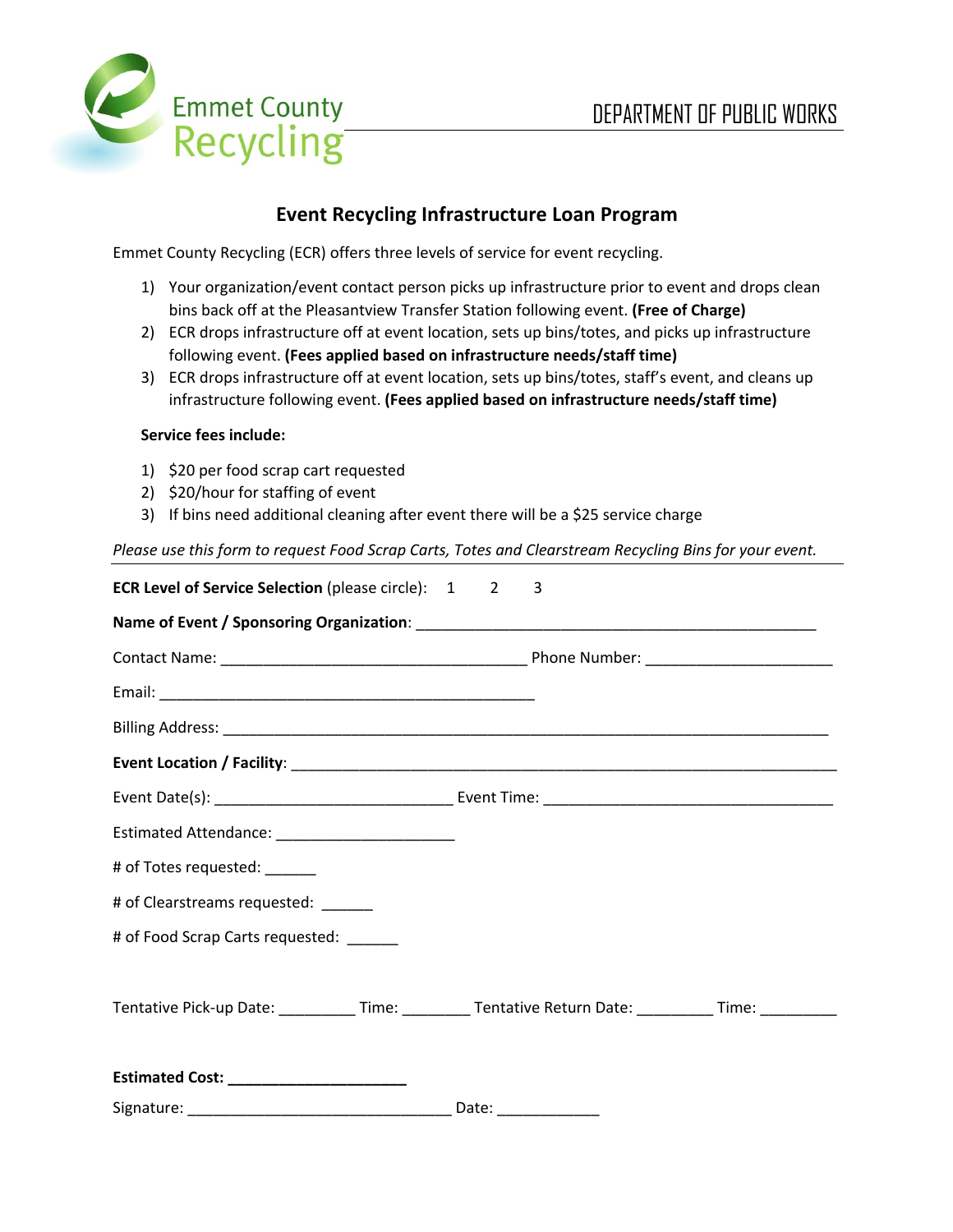Emmet County Recycling

DEPARTMENT OF PUBLIC WORKS

## Event Recycling Infrastructure Loan Program

Emmet County Recycling (ECR) offers three levels of service for event recycling.

1) Your organization/event contact person picks up infrastructure prior to event and drops clean bins back off at the Pleasantview Transfer Station following event. **(Free of Charge)**
2) ECR drops infrastructure off at event location, sets up bins/totes, and picks up infrastructure following event. **(Fees applied based on infrastructure needs/staff time)**
3) ECR drops infrastructure off at event location, sets up bins/totes, staff's event, and cleans up infrastructure following event. **(Fees applied based on infrastructure needs/staff time)**

**Service fees include:**

1) $20 per food scrap cart requested
2) $20/hour for staffing of event
3) If bins need additional cleaning after event there will be a $25 service charge

*Please use this form to request Food Scrap Carts, Totes and Clearstream Recycling Bins for your event.*

---

**ECR Level of Service Selection** (please circle): 1 2 3

**Name of Event / Sponsoring Organization**: ______________________________________________

Contact Name: ___________________________________ Phone Number: _____________________

Email: ___________________________________________

Billing Address: ______________________________________________________________________

**Event Location / Facility**: ______________________________________________________________

Event Date(s): ___________________________ Event Time: _________________________________

Estimated Attendance: ____________________

# of Totes requested: ______

# of Clearstreams requested: ______

# of Food Scrap Carts requested: ______

Tentative Pick-up Date: _________ Time: ________ Tentative Return Date: _________ Time: _________

**Estimated Cost: ____________________**

Signature: ______________________________ Date: ____________